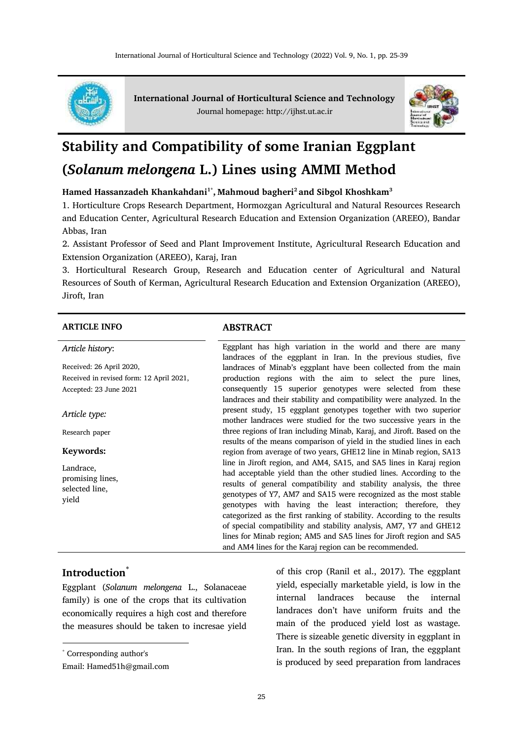International Journal of Horticultural Science and Technology

Journal homepage: http://ijhst.ut.ac.ir

# Stability and Compatibility of some Iranian Eggplant (*Solanum melongena* L.) Lines using AMMI Method

**Hamed Hassanzadeh Khankahdani[1*], Mahmoud bagheri[2] and Sibgol Khoshkam[3]**

1. Horticulture Crops Research Department, Hormozgan Agricultural and Natural Resources Research and Education Center, Agricultural Research Education and Extension Organization (AREEO), Bandar Abbas, Iran
2. Assistant Professor of Seed and Plant Improvement Institute, Agricultural Research Education and Extension Organization (AREEO), Karaj, Iran
3. Horticultural Research Group, Research and Education center of Agricultural and Natural Resources of South of Kerman, Agricultural Research Education and Extension Organization (AREEO), Jiroft, Iran

**ARTICLE INFO**

*Article history*:

Received: 26 April 2020,

Received in revised form: 12 April 2021,

Accepted: 23 June 2021

*Article type:*

Research paper

**Keywords:**

Landrace,
promising lines,
selected line,
yield

## ABSTRACT

Eggplant has high variation in the world and there are many landraces of the eggplant in Iran. In the previous studies, five landraces of Minab's eggplant have been collected from the main production regions with the aim to select the pure lines, consequently 15 superior genotypes were selected from these landraces and their stability and compatibility were analyzed. In the present study, 15 eggplant genotypes together with two superior mother landraces were studied for the two successive years in the three regions of Iran including Minab, Karaj, and Jiroft. Based on the results of the means comparison of yield in the studied lines in each region from average of two years, GHE12 line in Minab region, SA13 line in Jiroft region, and AM4, SA15, and SA5 lines in Karaj region had acceptable yield than the other studied lines. According to the results of general compatibility and stability analysis, the three genotypes of Y7, AM7 and SA15 were recognized as the most stable genotypes with having the least interaction; therefore, they categorized as the first ranking of stability. According to the results of special compatibility and stability analysis, AM7, Y7 and GHE12 lines for Minab region; AM5 and SA5 lines for Jiroft region and SA5 and AM4 lines for the Karaj region can be recommended.

## Introduction[*]

Eggplant (*Solanum melongena* L., Solanaceae family) is one of the crops that its cultivation economically requires a high cost and therefore the measures should be taken to incresae yield of this crop (Ranil et al., 2017). The eggplant yield, especially marketable yield, is low in the internal landraces because the internal landraces don't have uniform fruits and the main of the produced yield lost as wastage. There is sizeable genetic diversity in eggplant in Iran. In the south regions of Iran, the eggplant is produced by seed preparation from landraces

[*] Corresponding author's

Email: Hamed51h@gmail.com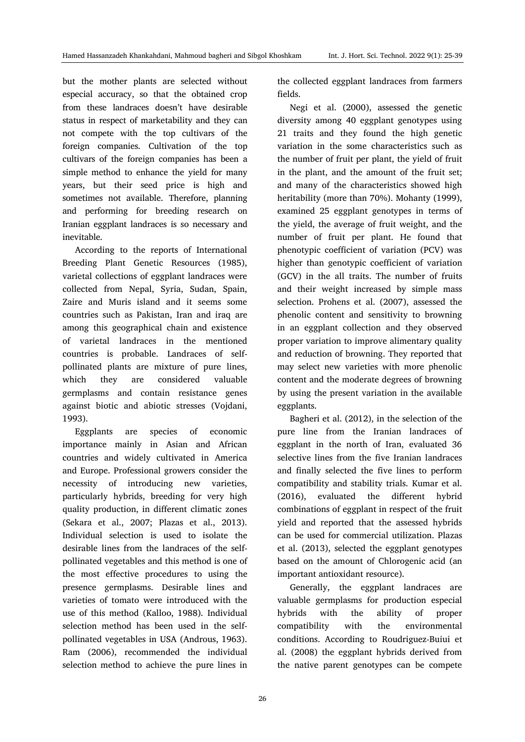but the mother plants are selected without especial accuracy, so that the obtained crop from these landraces doesn't have desirable status in respect of marketability and they can not compete with the top cultivars of the foreign companies. Cultivation of the top cultivars of the foreign companies has been a simple method to enhance the yield for many years, but their seed price is high and sometimes not available. Therefore, planning and performing for breeding research on Iranian eggplant landraces is so necessary and inevitable.

According to the reports of International Breeding Plant Genetic Resources (1985), varietal collections of eggplant landraces were collected from Nepal, Syria, Sudan, Spain, Zaire and Muris island and it seems some countries such as Pakistan, Iran and iraq are among this geographical chain and existence of varietal landraces in the mentioned countries is probable. Landraces of self-pollinated plants are mixture of pure lines, which they are considered valuable germplasms and contain resistance genes against biotic and abiotic stresses (Vojdani, 1993).

Eggplants are species of economic importance mainly in Asian and African countries and widely cultivated in America and Europe. Professional growers consider the necessity of introducing new varieties, particularly hybrids, breeding for very high quality production, in different climatic zones (Sekara et al., 2007; Plazas et al., 2013). Individual selection is used to isolate the desirable lines from the landraces of the self-pollinated vegetables and this method is one of the most effective procedures to using the presence germplasms. Desirable lines and varieties of tomato were introduced with the use of this method (Kalloo, 1988). Individual selection method has been used in the self-pollinated vegetables in USA (Androus, 1963). Ram (2006), recommended the individual selection method to achieve the pure lines in the collected eggplant landraces from farmers fields.

Negi et al. (2000), assessed the genetic diversity among 40 eggplant genotypes using 21 traits and they found the high genetic variation in the some characteristics such as the number of fruit per plant, the yield of fruit in the plant, and the amount of the fruit set; and many of the characteristics showed high heritability (more than 70%). Mohanty (1999), examined 25 eggplant genotypes in terms of the yield, the average of fruit weight, and the number of fruit per plant. He found that phenotypic coefficient of variation (PCV) was higher than genotypic coefficient of variation (GCV) in the all traits. The number of fruits and their weight increased by simple mass selection. Prohens et al. (2007), assessed the phenolic content and sensitivity to browning in an eggplant collection and they observed proper variation to improve alimentary quality and reduction of browning. They reported that may select new varieties with more phenolic content and the moderate degrees of browning by using the present variation in the available eggplants.

Bagheri et al. (2012), in the selection of the pure line from the Iranian landraces of eggplant in the north of Iran, evaluated 36 selective lines from the five Iranian landraces and finally selected the five lines to perform compatibility and stability trials. Kumar et al. (2016), evaluated the different hybrid combinations of eggplant in respect of the fruit yield and reported that the assessed hybrids can be used for commercial utilization. Plazas et al. (2013), selected the eggplant genotypes based on the amount of Chlorogenic acid (an important antioxidant resource).

Generally, the eggplant landraces are valuable germplasms for production especial hybrids with the ability of proper compatibility with the environmental conditions. According to Roudriguez-Buiui et al. (2008) the eggplant hybrids derived from the native parent genotypes can be compete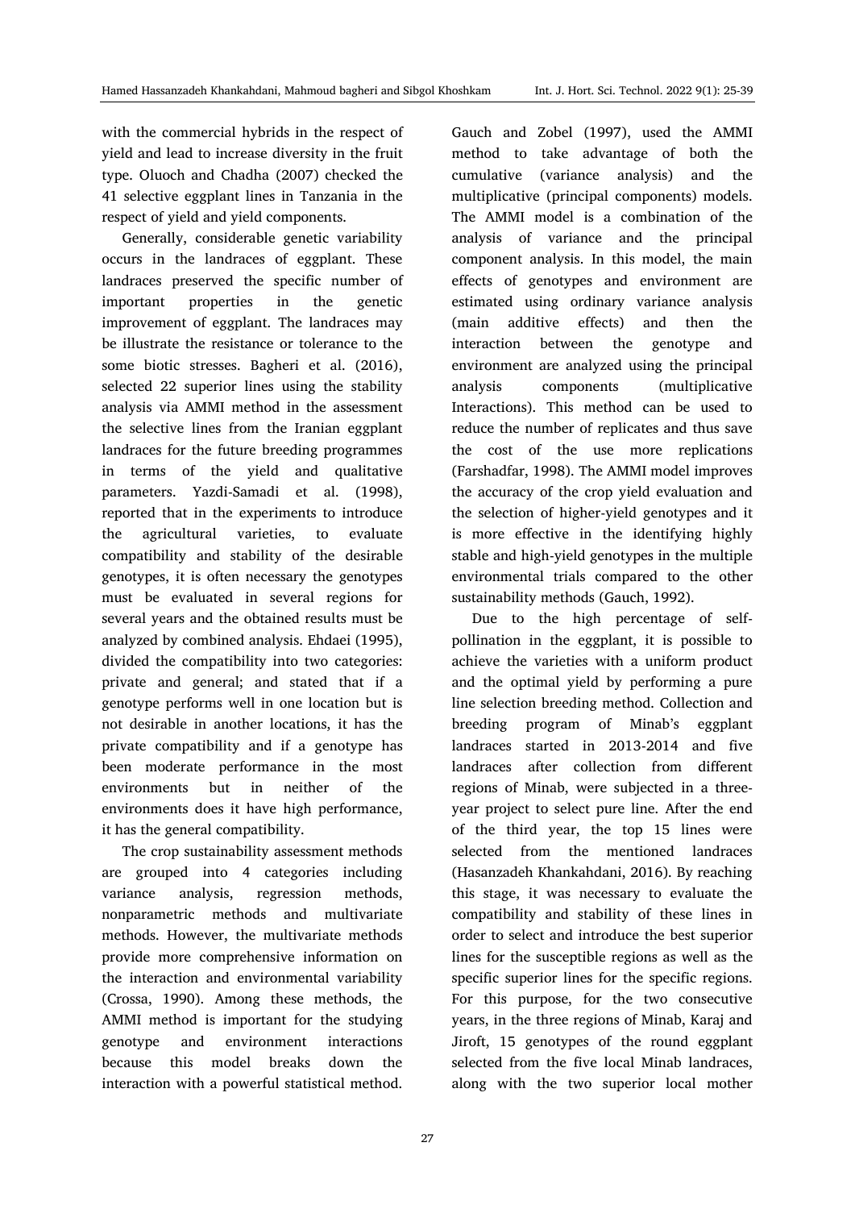with the commercial hybrids in the respect of yield and lead to increase diversity in the fruit type. Oluoch and Chadha (2007) checked the 41 selective eggplant lines in Tanzania in the respect of yield and yield components.

Generally, considerable genetic variability occurs in the landraces of eggplant. These landraces preserved the specific number of important properties in the genetic improvement of eggplant. The landraces may be illustrate the resistance or tolerance to the some biotic stresses. Bagheri et al. (2016), selected 22 superior lines using the stability analysis via AMMI method in the assessment the selective lines from the Iranian eggplant landraces for the future breeding programmes in terms of the yield and qualitative parameters. Yazdi-Samadi et al. (1998), reported that in the experiments to introduce the agricultural varieties, to evaluate compatibility and stability of the desirable genotypes, it is often necessary the genotypes must be evaluated in several regions for several years and the obtained results must be analyzed by combined analysis. Ehdaei (1995), divided the compatibility into two categories: private and general; and stated that if a genotype performs well in one location but is not desirable in another locations, it has the private compatibility and if a genotype has been moderate performance in the most environments but in neither of the environments does it have high performance, it has the general compatibility.

The crop sustainability assessment methods are grouped into 4 categories including variance analysis, regression methods, nonparametric methods and multivariate methods. However, the multivariate methods provide more comprehensive information on the interaction and environmental variability (Crossa, 1990). Among these methods, the AMMI method is important for the studying genotype and environment interactions because this model breaks down the interaction with a powerful statistical method. Gauch and Zobel (1997), used the AMMI method to take advantage of both the cumulative (variance analysis) and the multiplicative (principal components) models. The AMMI model is a combination of the analysis of variance and the principal component analysis. In this model, the main effects of genotypes and environment are estimated using ordinary variance analysis (main additive effects) and then the interaction between the genotype and environment are analyzed using the principal analysis components (multiplicative Interactions). This method can be used to reduce the number of replicates and thus save the cost of the use more replications (Farshadfar, 1998). The AMMI model improves the accuracy of the crop yield evaluation and the selection of higher-yield genotypes and it is more effective in the identifying highly stable and high-yield genotypes in the multiple environmental trials compared to the other sustainability methods (Gauch, 1992).

Due to the high percentage of self-pollination in the eggplant, it is possible to achieve the varieties with a uniform product and the optimal yield by performing a pure line selection breeding method. Collection and breeding program of Minab's eggplant landraces started in 2013-2014 and five landraces after collection from different regions of Minab, were subjected in a three-year project to select pure line. After the end of the third year, the top 15 lines were selected from the mentioned landraces (Hasanzadeh Khankahdani, 2016). By reaching this stage, it was necessary to evaluate the compatibility and stability of these lines in order to select and introduce the best superior lines for the susceptible regions as well as the specific superior lines for the specific regions. For this purpose, for the two consecutive years, in the three regions of Minab, Karaj and Jiroft, 15 genotypes of the round eggplant selected from the five local Minab landraces, along with the two superior local mother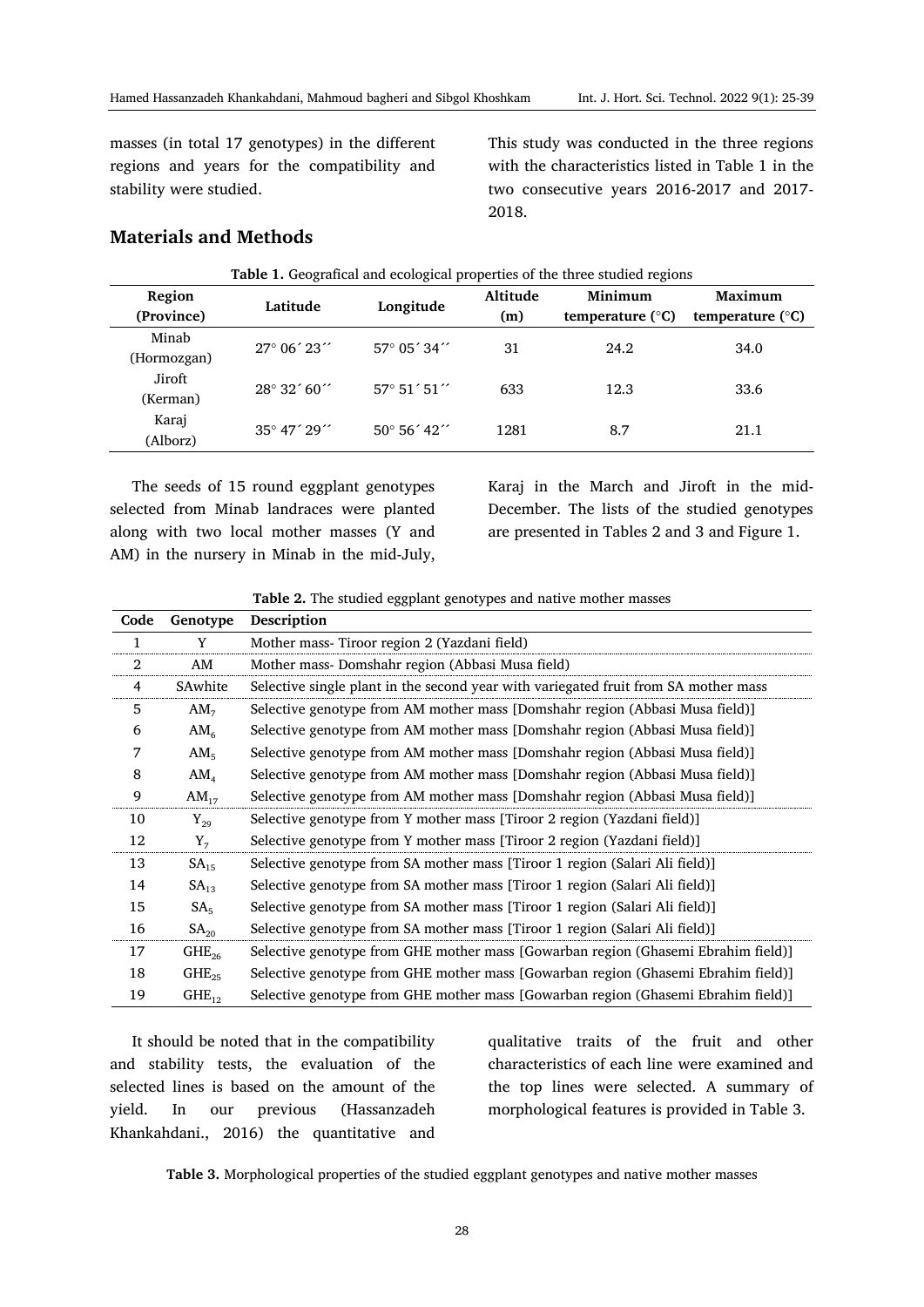masses (in total 17 genotypes) in the different regions and years for the compatibility and stability were studied.

## Materials and Methods

This study was conducted in the three regions with the characteristics listed in Table 1 in the two consecutive years 2016-2017 and 2017-2018.

**Table 1.** Geografical and ecological properties of the three studied regions

| Region (Province) | Latitude | Longitude | Altitude (m) | Minimum temperature (°C) | Maximum temperature (°C) |
|---|---|---|---|---|---|
| Minab (Hormozgan) | 27° 06´ 23´´ | 57° 05´ 34´´ | 31 | 24.2 | 34.0 |
| Jiroft (Kerman) | 28° 32´ 60´´ | 57° 51´ 51´´ | 633 | 12.3 | 33.6 |
| Karaj (Alborz) | 35° 47´ 29´´ | 50° 56´ 42´´ | 1281 | 8.7 | 21.1 |

The seeds of 15 round eggplant genotypes selected from Minab landraces were planted along with two local mother masses (Y and AM) in the nursery in Minab in the mid-July, Karaj in the March and Jiroft in the mid-December. The lists of the studied genotypes are presented in Tables 2 and 3 and Figure 1.

**Table 2.** The studied eggplant genotypes and native mother masses

| Code | Genotype | Description |
|---|---|---|
| 1 | Y | Mother mass- Tiroor region 2 (Yazdani field) |
| 2 | AM | Mother mass- Domshahr region (Abbasi Musa field) |
| 4 | SAwhite | Selective single plant in the second year with variegated fruit from SA mother mass |
| 5 | $AM_7$ | Selective genotype from AM mother mass [Domshahr region (Abbasi Musa field)] |
| 6 | $AM_6$ | Selective genotype from AM mother mass [Domshahr region (Abbasi Musa field)] |
| 7 | $AM_5$ | Selective genotype from AM mother mass [Domshahr region (Abbasi Musa field)] |
| 8 | $AM_4$ | Selective genotype from AM mother mass [Domshahr region (Abbasi Musa field)] |
| 9 | $AM_{17}$ | Selective genotype from AM mother mass [Domshahr region (Abbasi Musa field)] |
| 10 | $Y_{29}$ | Selective genotype from Y mother mass [Tiroor 2 region (Yazdani field)] |
| 12 | $Y_7$ | Selective genotype from Y mother mass [Tiroor 2 region (Yazdani field)] |
| 13 | $SA_{15}$ | Selective genotype from SA mother mass [Tiroor 1 region (Salari Ali field)] |
| 14 | $SA_{13}$ | Selective genotype from SA mother mass [Tiroor 1 region (Salari Ali field)] |
| 15 | $SA_5$ | Selective genotype from SA mother mass [Tiroor 1 region (Salari Ali field)] |
| 16 | $SA_{20}$ | Selective genotype from SA mother mass [Tiroor 1 region (Salari Ali field)] |
| 17 | $GHE_{26}$ | Selective genotype from GHE mother mass [Gowarban region (Ghasemi Ebrahim field)] |
| 18 | $GHE_{25}$ | Selective genotype from GHE mother mass [Gowarban region (Ghasemi Ebrahim field)] |
| 19 | $GHE_{12}$ | Selective genotype from GHE mother mass [Gowarban region (Ghasemi Ebrahim field)] |

It should be noted that in the compatibility and stability tests, the evaluation of the selected lines is based on the amount of the yield. In our previous (Hassanzadeh Khankahdani., 2016) the quantitative and qualitative traits of the fruit and other characteristics of each line were examined and the top lines were selected. A summary of morphological features is provided in Table 3.

**Table 3.** Morphological properties of the studied eggplant genotypes and native mother masses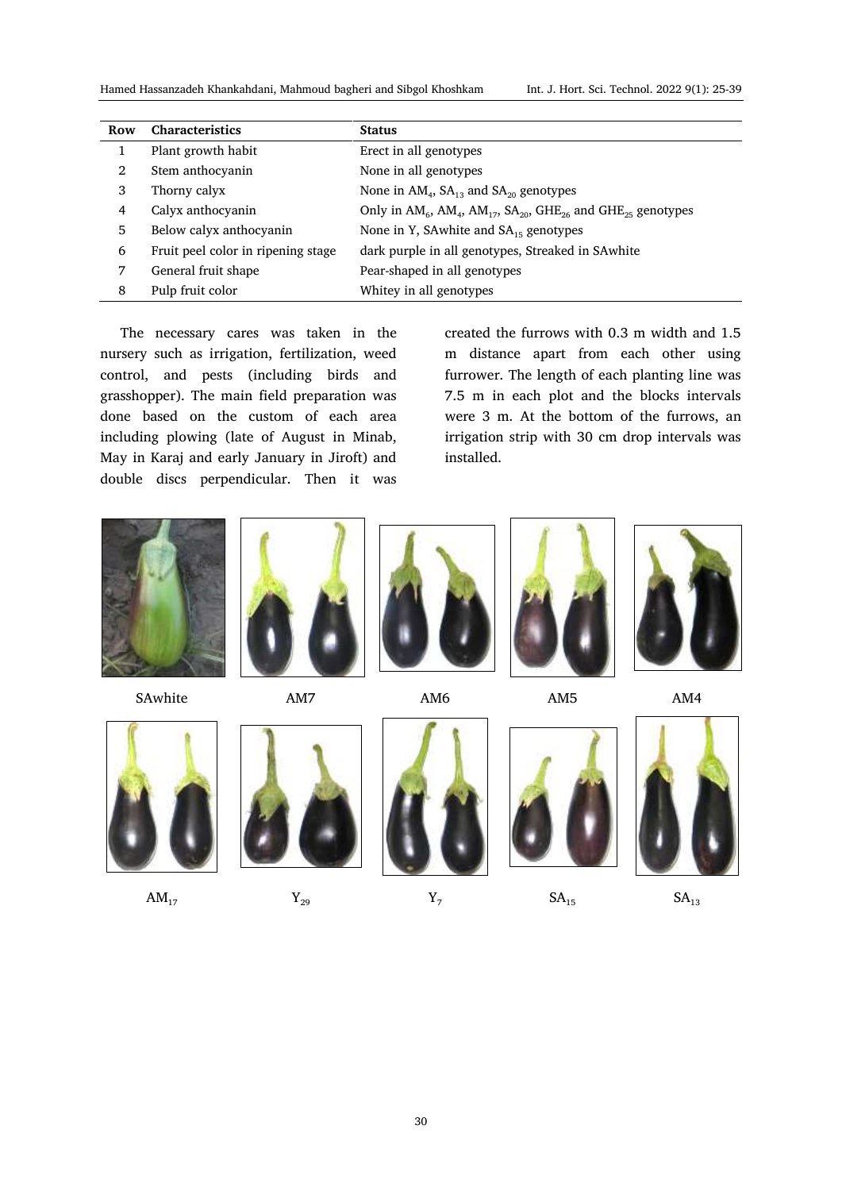| Row | Characteristics | Status |
|---|---|---|
| 1 | Plant growth habit | Erect in all genotypes |
| 2 | Stem anthocyanin | None in all genotypes |
| 3 | Thorny calyx | None in $AM_4$, $SA_{13}$ and $SA_{20}$ genotypes |
| 4 | Calyx anthocyanin | Only in $AM_6$, $AM_4$, $AM_{17}$, $SA_{20}$, $GHE_{26}$ and $GHE_{25}$ genotypes |
| 5 | Below calyx anthocyanin | None in Y, SAwhite and $SA_{15}$ genotypes |
| 6 | Fruit peel color in ripening stage | dark purple in all genotypes, Streaked in SAwhite |
| 7 | General fruit shape | Pear-shaped in all genotypes |
| 8 | Pulp fruit color | Whitey in all genotypes |

The necessary cares was taken in the nursery such as irrigation, fertilization, weed control, and pests (including birds and grasshopper). The main field preparation was done based on the custom of each area including plowing (late of August in Minab, May in Karaj and early January in Jiroft) and double discs perpendicular. Then it was created the furrows with 0.3 m width and 1.5 m distance apart from each other using furrower. The length of each planting line was 7.5 m in each plot and the blocks intervals were 3 m. At the bottom of the furrows, an irrigation strip with 30 cm drop intervals was installed.

SAwhite AM7 AM6 AM5 AM4

$AM_{17}$ $Y_{29}$ $Y_7$ $SA_{15}$ $SA_{13}$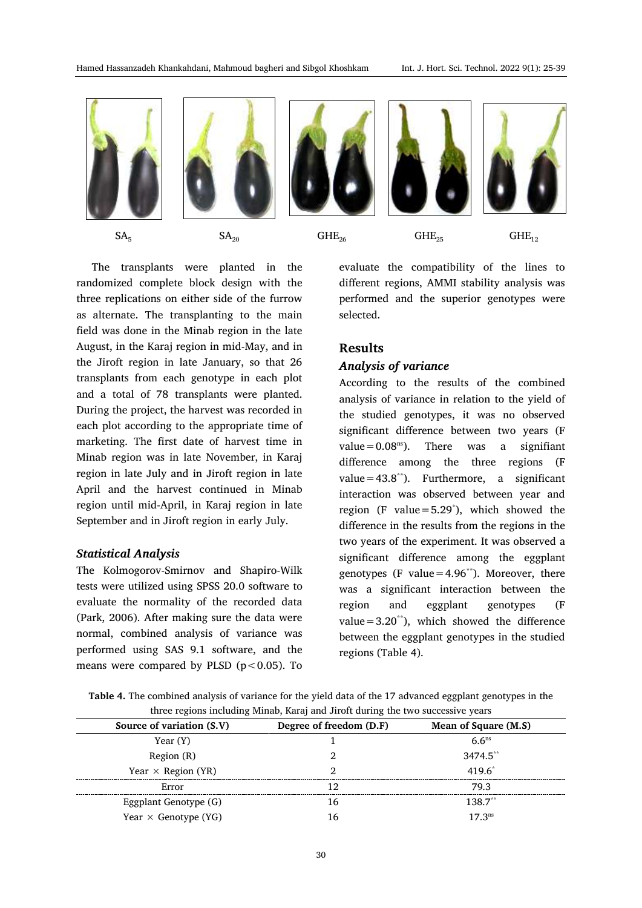$SA_5$ $SA_{20}$ $GHE_{26}$ $GHE_{25}$ $GHE_{12}$

The transplants were planted in the randomized complete block design with the three replications on either side of the furrow as alternate. The transplanting to the main field was done in the Minab region in the late August, in the Karaj region in mid-May, and in the Jiroft region in late January, so that 26 transplants from each genotype in each plot and a total of 78 transplants were planted. During the project, the harvest was recorded in each plot according to the appropriate time of marketing. The first date of harvest time in Minab region was in late November, in Karaj region in late July and in Jiroft region in late April and the harvest continued in Minab region until mid-April, in Karaj region in late September and in Jiroft region in early July.

### *Statistical Analysis*

The Kolmogorov-Smirnov and Shapiro-Wilk tests were utilized using SPSS 20.0 software to evaluate the normality of the recorded data (Park, 2006). After making sure the data were normal, combined analysis of variance was performed using SAS 9.1 software, and the means were compared by PLSD ($p<0.05$). To evaluate the compatibility of the lines to different regions, AMMI stability analysis was performed and the superior genotypes were selected.

## Results

### *Analysis of variance*

According to the results of the combined analysis of variance in relation to the yield of the studied genotypes, it was no observed significant difference between two years (F value$=0.08^{ns}$). There was a signifiant difference among the three regions (F value$=43.8^{**}$). Furthermore, a significant interaction was observed between year and region (F value$=5.29^{*}$), which showed the difference in the results from the regions in the two years of the experiment. It was observed a significant difference among the eggplant genotypes (F value$=4.96^{**}$). Moreover, there was a significant interaction between the region and eggplant genotypes (F value$=3.20^{**}$), which showed the difference between the eggplant genotypes in the studied regions (Table 4).

**Table 4.** The combined analysis of variance for the yield data of the 17 advanced eggplant genotypes in the three regions including Minab, Karaj and Jiroft during the two successive years

| Source of variation (S.V) | Degree of freedom (D.F) | Mean of Square (M.S) |
|---|---|---|
| Year (Y) | 1 | $6.6^{ns}$ |
| Region (R) | 2 | $3474.5^{**}$ |
| Year × Region (YR) | 2 | $419.6^{*}$ |
| Error | 12 | 79.3 |
| Eggplant Genotype (G) | 16 | $138.7^{**}$ |
| Year × Genotype (YG) | 16 | $17.3^{ns}$ |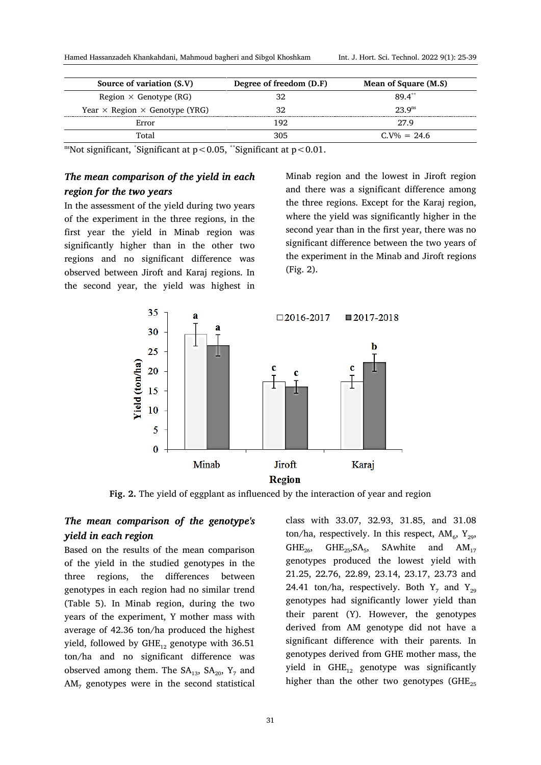| Source of variation (S.V) | Degree of freedom (D.F) | Mean of Square (M.S) |
|---|---|---|
| Region × Genotype (RG) | 32 | $89.4^{**}$ |
| Year × Region × Genotype (YRG) | 32 | $23.9^{ns}$ |
| Error | 192 | 27.9 |
| Total | 305 | C.V% = 24.6 |

$^{ns}$Not significant, $^{*}$Significant at $p < 0.05$, $^{**}$Significant at $p < 0.01$.

### *The mean comparison of the yield in each region for the two years*

In the assessment of the yield during two years of the experiment in the three regions, in the first year the yield in Minab region was significantly higher than in the other two regions and no significant difference was observed between Jiroft and Karaj regions. In the second year, the yield was highest in Minab region and the lowest in Jiroft region and there was a significant difference among the three regions. Except for the Karaj region, where the yield was significantly higher in the second year than in the first year, there was no significant difference between the two years of the experiment in the Minab and Jiroft regions (Fig. 2).

**Fig. 2.** The yield of eggplant as influenced by the interaction of year and region

### *The mean comparison of the genotype's yield in each region*

Based on the results of the mean comparison of the yield in the studied genotypes in the three regions, the differences between genotypes in each region had no similar trend (Table 5). In Minab region, during the two years of the experiment, Y mother mass with average of 42.36 ton/ha produced the highest yield, followed by $GHE_{12}$ genotype with 36.51 ton/ha and no significant difference was observed among them. The $SA_{13}$, $SA_{20}$, $Y_7$ and $AM_7$ genotypes were in the second statistical class with 33.07, 32.93, 31.85, and 31.08 ton/ha, respectively. In this respect, $AM_6$, $Y_{29}$, $GHE_{26}$, $GHE_{25}$,$SA_5$, SAwhite and $AM_{17}$ genotypes produced the lowest yield with 21.25, 22.76, 22.89, 23.14, 23.17, 23.73 and 24.41 ton/ha, respectively. Both $Y_7$ and $Y_{29}$ genotypes had significantly lower yield than their parent (Y). However, the genotypes derived from AM genotype did not have a significant difference with their parents. In genotypes derived from GHE mother mass, the yield in $GHE_{12}$ genotype was significantly higher than the other two genotypes ($GHE_{25}$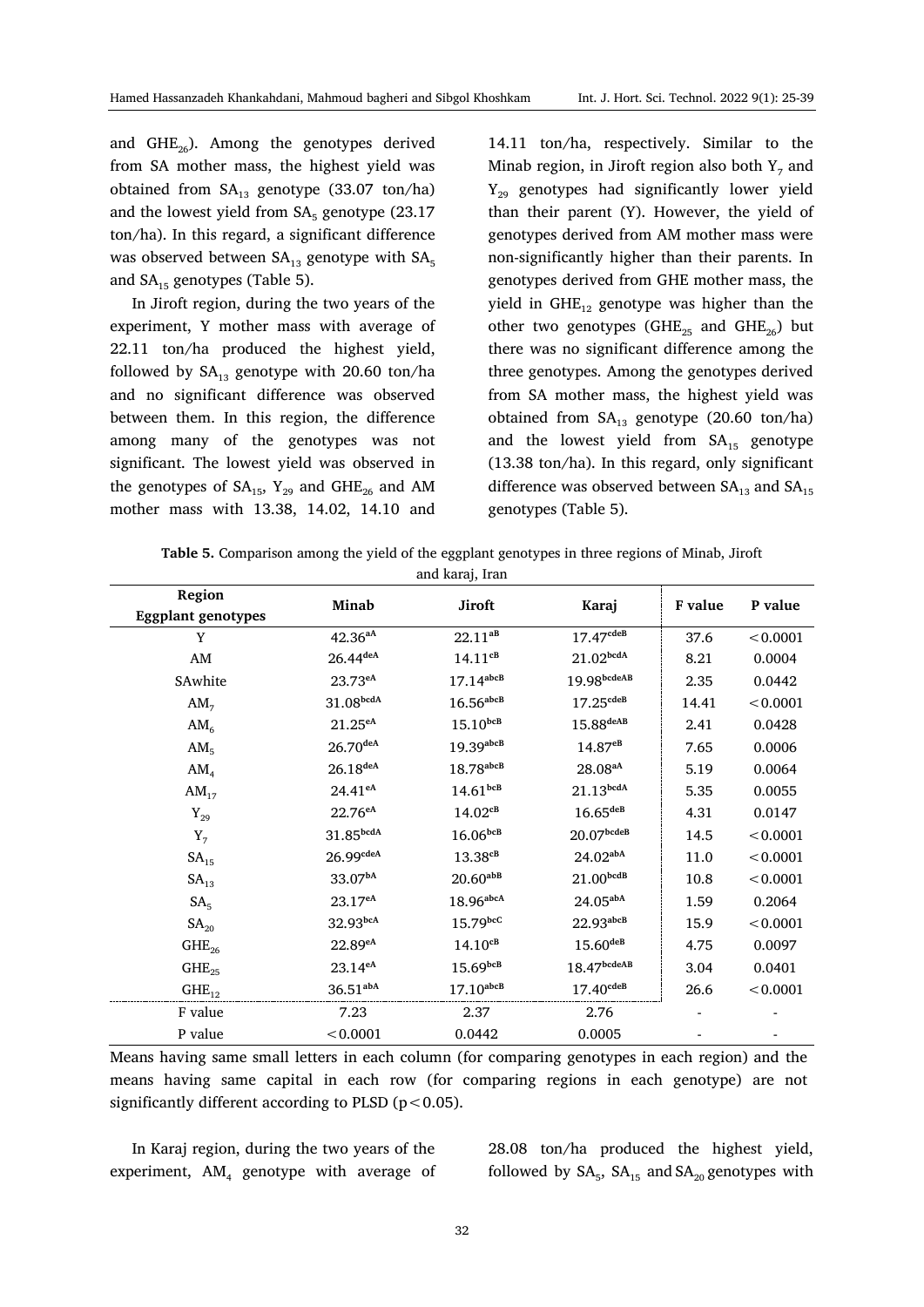and $GHE_{26}$). Among the genotypes derived from SA mother mass, the highest yield was obtained from $SA_{13}$ genotype (33.07 ton/ha) and the lowest yield from $SA_5$ genotype (23.17 ton/ha). In this regard, a significant difference was observed between $SA_{13}$ genotype with $SA_5$ and $SA_{15}$ genotypes (Table 5).

In Jiroft region, during the two years of the experiment, Y mother mass with average of 22.11 ton/ha produced the highest yield, followed by $SA_{13}$ genotype with 20.60 ton/ha and no significant difference was observed between them. In this region, the difference among many of the genotypes was not significant. The lowest yield was observed in the genotypes of $SA_{15}$, $Y_{29}$ and $GHE_{26}$ and AM mother mass with 13.38, 14.02, 14.10 and 14.11 ton/ha, respectively. Similar to the Minab region, in Jiroft region also both $Y_7$ and $Y_{29}$ genotypes had significantly lower yield than their parent (Y). However, the yield of genotypes derived from AM mother mass were non-significantly higher than their parents. In genotypes derived from GHE mother mass, the yield in $GHE_{12}$ genotype was higher than the other two genotypes ($GHE_{25}$ and $GHE_{26}$) but there was no significant difference among the three genotypes. Among the genotypes derived from SA mother mass, the highest yield was obtained from $SA_{13}$ genotype (20.60 ton/ha) and the lowest yield from $SA_{15}$ genotype (13.38 ton/ha). In this regard, only significant difference was observed between $SA_{13}$ and $SA_{15}$ genotypes (Table 5).

**Table 5.** Comparison among the yield of the eggplant genotypes in three regions of Minab, Jiroft and karaj, Iran

| Region / Eggplant genotypes | Minab | Jiroft | Karaj | F value | P value |
|---|---|---|---|---|---|
| Y | $42.36^{aA}$ | $22.11^{aB}$ | $17.47^{cdeB}$ | 37.6 | <0.0001 |
| AM | $26.44^{deA}$ | $14.11^{cB}$ | $21.02^{bcdA}$ | 8.21 | 0.0004 |
| SAwhite | $23.73^{eA}$ | $17.14^{abcB}$ | $19.98^{bcdeAB}$ | 2.35 | 0.0442 |
| $AM_7$ | $31.08^{bcdA}$ | $16.56^{abcB}$ | $17.25^{cdeB}$ | 14.41 | <0.0001 |
| $AM_6$ | $21.25^{eA}$ | $15.10^{bcB}$ | $15.88^{deAB}$ | 2.41 | 0.0428 |
| $AM_5$ | $26.70^{deA}$ | $19.39^{abcB}$ | $14.87^{eB}$ | 7.65 | 0.0006 |
| $AM_4$ | $26.18^{deA}$ | $18.78^{abcB}$ | $28.08^{aA}$ | 5.19 | 0.0064 |
| $AM_{17}$ | $24.41^{eA}$ | $14.61^{bcB}$ | $21.13^{bcdA}$ | 5.35 | 0.0055 |
| $Y_{29}$ | $22.76^{eA}$ | $14.02^{cB}$ | $16.65^{deB}$ | 4.31 | 0.0147 |
| $Y_7$ | $31.85^{bcdA}$ | $16.06^{bcB}$ | $20.07^{bcdeB}$ | 14.5 | <0.0001 |
| $SA_{15}$ | $26.99^{cdeA}$ | $13.38^{cB}$ | $24.02^{abA}$ | 11.0 | <0.0001 |
| $SA_{13}$ | $33.07^{bA}$ | $20.60^{abB}$ | $21.00^{bcdB}$ | 10.8 | <0.0001 |
| $SA_5$ | $23.17^{eA}$ | $18.96^{abcA}$ | $24.05^{abA}$ | 1.59 | 0.2064 |
| $SA_{20}$ | $32.93^{bcA}$ | $15.79^{bcC}$ | $22.93^{abcB}$ | 15.9 | <0.0001 |
| $GHE_{26}$ | $22.89^{eA}$ | $14.10^{cB}$ | $15.60^{deB}$ | 4.75 | 0.0097 |
| $GHE_{25}$ | $23.14^{eA}$ | $15.69^{bcB}$ | $18.47^{bcdeAB}$ | 3.04 | 0.0401 |
| $GHE_{12}$ | $36.51^{abA}$ | $17.10^{abcB}$ | $17.40^{cdeB}$ | 26.6 | <0.0001 |
| F value | 7.23 | 2.37 | 2.76 | - | - |
| P value | <0.0001 | 0.0442 | 0.0005 | - | - |

Means having same small letters in each column (for comparing genotypes in each region) and the means having same capital in each row (for comparing regions in each genotype) are not significantly different according to PLSD ($p<0.05$).

In Karaj region, during the two years of the experiment, $AM_4$ genotype with average of 28.08 ton/ha produced the highest yield, followed by $SA_5$, $SA_{15}$ and $SA_{20}$ genotypes with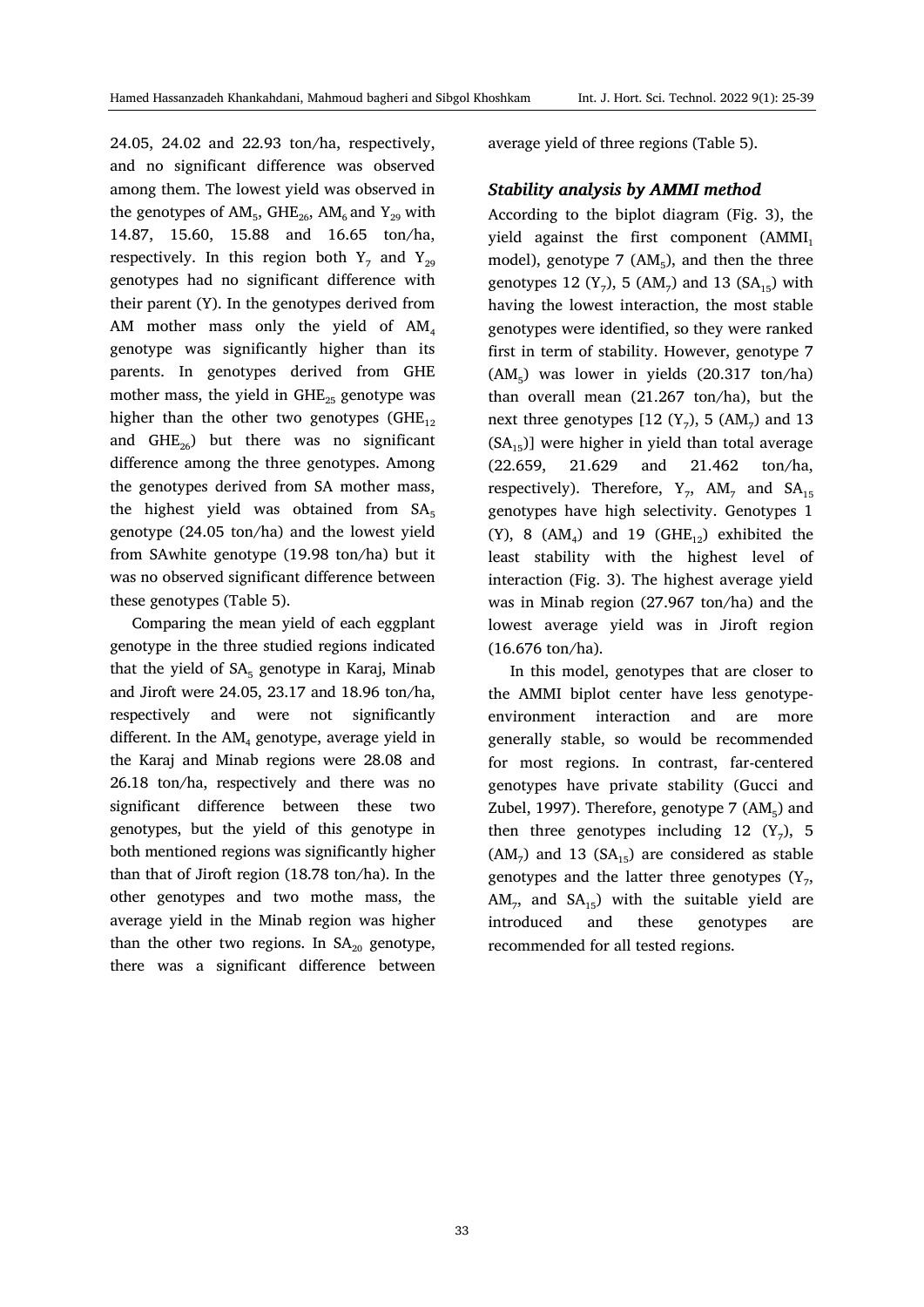24.05, 24.02 and 22.93 ton/ha, respectively, and no significant difference was observed among them. The lowest yield was observed in the genotypes of $AM_5$, $GHE_{26}$, $AM_6$ and $Y_{29}$ with 14.87, 15.60, 15.88 and 16.65 ton/ha, respectively. In this region both $Y_7$ and $Y_{29}$ genotypes had no significant difference with their parent (Y). In the genotypes derived from AM mother mass only the yield of $AM_4$ genotype was significantly higher than its parents. In genotypes derived from GHE mother mass, the yield in $GHE_{25}$ genotype was higher than the other two genotypes ($GHE_{12}$ and $GHE_{26}$) but there was no significant difference among the three genotypes. Among the genotypes derived from SA mother mass, the highest yield was obtained from $SA_5$ genotype (24.05 ton/ha) and the lowest yield from SAwhite genotype (19.98 ton/ha) but it was no observed significant difference between these genotypes (Table 5).

Comparing the mean yield of each eggplant genotype in the three studied regions indicated that the yield of $SA_5$ genotype in Karaj, Minab and Jiroft were 24.05, 23.17 and 18.96 ton/ha, respectively and were not significantly different. In the $AM_4$ genotype, average yield in the Karaj and Minab regions were 28.08 and 26.18 ton/ha, respectively and there was no significant difference between these two genotypes, but the yield of this genotype in both mentioned regions was significantly higher than that of Jiroft region (18.78 ton/ha). In the other genotypes and two mothe mass, the average yield in the Minab region was higher than the other two regions. In $SA_{20}$ genotype, there was a significant difference between average yield of three regions (Table 5).

### *Stability analysis by AMMI method*

According to the biplot diagram (Fig. 3), the yield against the first component ($AMMI_1$ model), genotype 7 ($AM_5$), and then the three genotypes 12 ($Y_7$), 5 ($AM_7$) and 13 ($SA_{15}$) with having the lowest interaction, the most stable genotypes were identified, so they were ranked first in term of stability. However, genotype 7 ($AM_5$) was lower in yields (20.317 ton/ha) than overall mean (21.267 ton/ha), but the next three genotypes [12 ($Y_7$), 5 ($AM_7$) and 13 ($SA_{15}$)] were higher in yield than total average (22.659, 21.629 and 21.462 ton/ha, respectively). Therefore, $Y_7$, $AM_7$ and $SA_{15}$ genotypes have high selectivity. Genotypes 1 (Y), 8 ($AM_4$) and 19 ($GHE_{12}$) exhibited the least stability with the highest level of interaction (Fig. 3). The highest average yield was in Minab region (27.967 ton/ha) and the lowest average yield was in Jiroft region (16.676 ton/ha).

In this model, genotypes that are closer to the AMMI biplot center have less genotype-environment interaction and are more generally stable, so would be recommended for most regions. In contrast, far-centered genotypes have private stability (Gucci and Zubel, 1997). Therefore, genotype 7 ($AM_5$) and then three genotypes including 12 ($Y_7$), 5 ($AM_7$) and 13 ($SA_{15}$) are considered as stable genotypes and the latter three genotypes ($Y_7$, $AM_7$, and $SA_{15}$) with the suitable yield are introduced and these genotypes are recommended for all tested regions.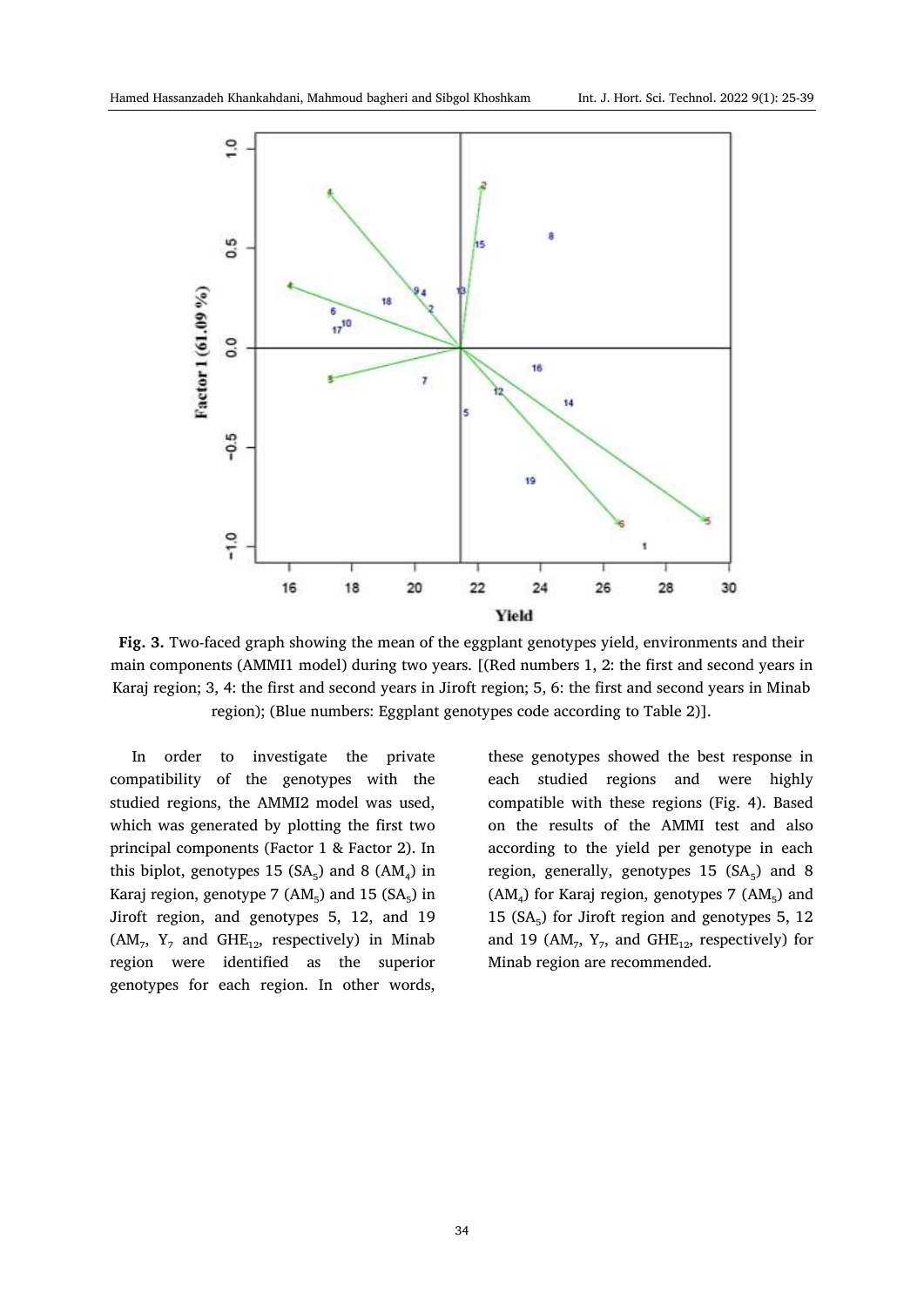**Fig. 3.** Two-faced graph showing the mean of the eggplant genotypes yield, environments and their main components (AMMI1 model) during two years. [(Red numbers 1, 2: the first and second years in Karaj region; 3, 4: the first and second years in Jiroft region; 5, 6: the first and second years in Minab region); (Blue numbers: Eggplant genotypes code according to Table 2)].

In order to investigate the private compatibility of the genotypes with the studied regions, the AMMI2 model was used, which was generated by plotting the first two principal components (Factor 1 & Factor 2). In this biplot, genotypes 15 ($SA_5$) and 8 ($AM_4$) in Karaj region, genotype 7 ($AM_5$) and 15 ($SA_5$) in Jiroft region, and genotypes 5, 12, and 19 ($AM_7$, $Y_7$ and $GHE_{12}$, respectively) in Minab region were identified as the superior genotypes for each region. In other words, these genotypes showed the best response in each studied regions and were highly compatible with these regions (Fig. 4). Based on the results of the AMMI test and also according to the yield per genotype in each region, generally, genotypes 15 ($SA_5$) and 8 ($AM_4$) for Karaj region, genotypes 7 ($AM_5$) and 15 ($SA_5$) for Jiroft region and genotypes 5, 12 and 19 ($AM_7$, $Y_7$, and $GHE_{12}$, respectively) for Minab region are recommended.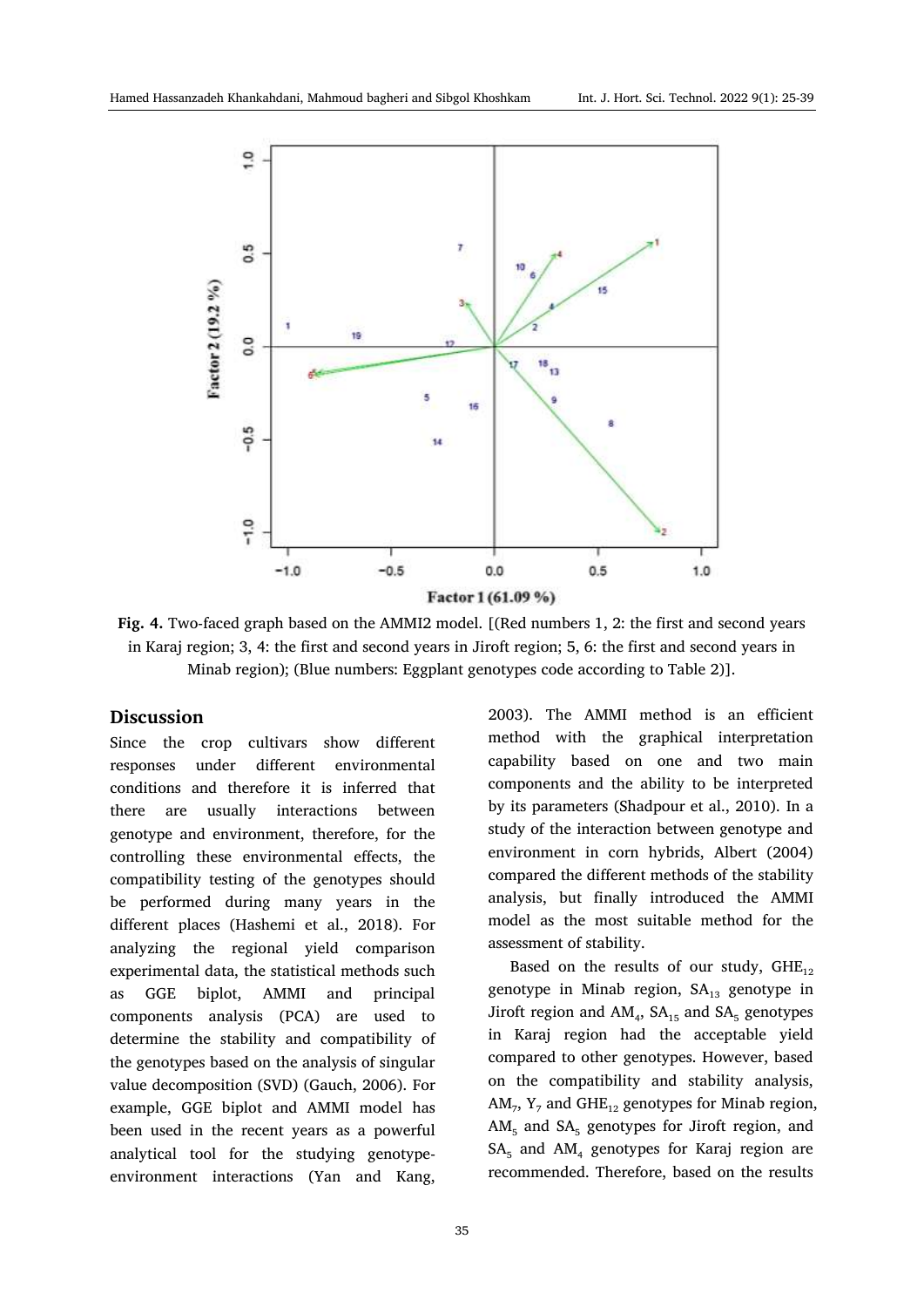**Fig. 4.** Two-faced graph based on the AMMI2 model. [(Red numbers 1, 2: the first and second years in Karaj region; 3, 4: the first and second years in Jiroft region; 5, 6: the first and second years in Minab region); (Blue numbers: Eggplant genotypes code according to Table 2)].

## Discussion

Since the crop cultivars show different responses under different environmental conditions and therefore it is inferred that there are usually interactions between genotype and environment, therefore, for the controlling these environmental effects, the compatibility testing of the genotypes should be performed during many years in the different places (Hashemi et al., 2018). For analyzing the regional yield comparison experimental data, the statistical methods such as GGE biplot, AMMI and principal components analysis (PCA) are used to determine the stability and compatibility of the genotypes based on the analysis of singular value decomposition (SVD) (Gauch, 2006). For example, GGE biplot and AMMI model has been used in the recent years as a powerful analytical tool for the studying genotype-environment interactions (Yan and Kang, 2003). The AMMI method is an efficient method with the graphical interpretation capability based on one and two main components and the ability to be interpreted by its parameters (Shadpour et al., 2010). In a study of the interaction between genotype and environment in corn hybrids, Albert (2004) compared the different methods of the stability analysis, but finally introduced the AMMI model as the most suitable method for the assessment of stability.

Based on the results of our study, $GHE_{12}$ genotype in Minab region, $SA_{13}$ genotype in Jiroft region and $AM_4$, $SA_{15}$ and $SA_5$ genotypes in Karaj region had the acceptable yield compared to other genotypes. However, based on the compatibility and stability analysis, $AM_7$, $Y_7$ and $GHE_{12}$ genotypes for Minab region, $AM_5$ and $SA_5$ genotypes for Jiroft region, and $SA_5$ and $AM_4$ genotypes for Karaj region are recommended. Therefore, based on the results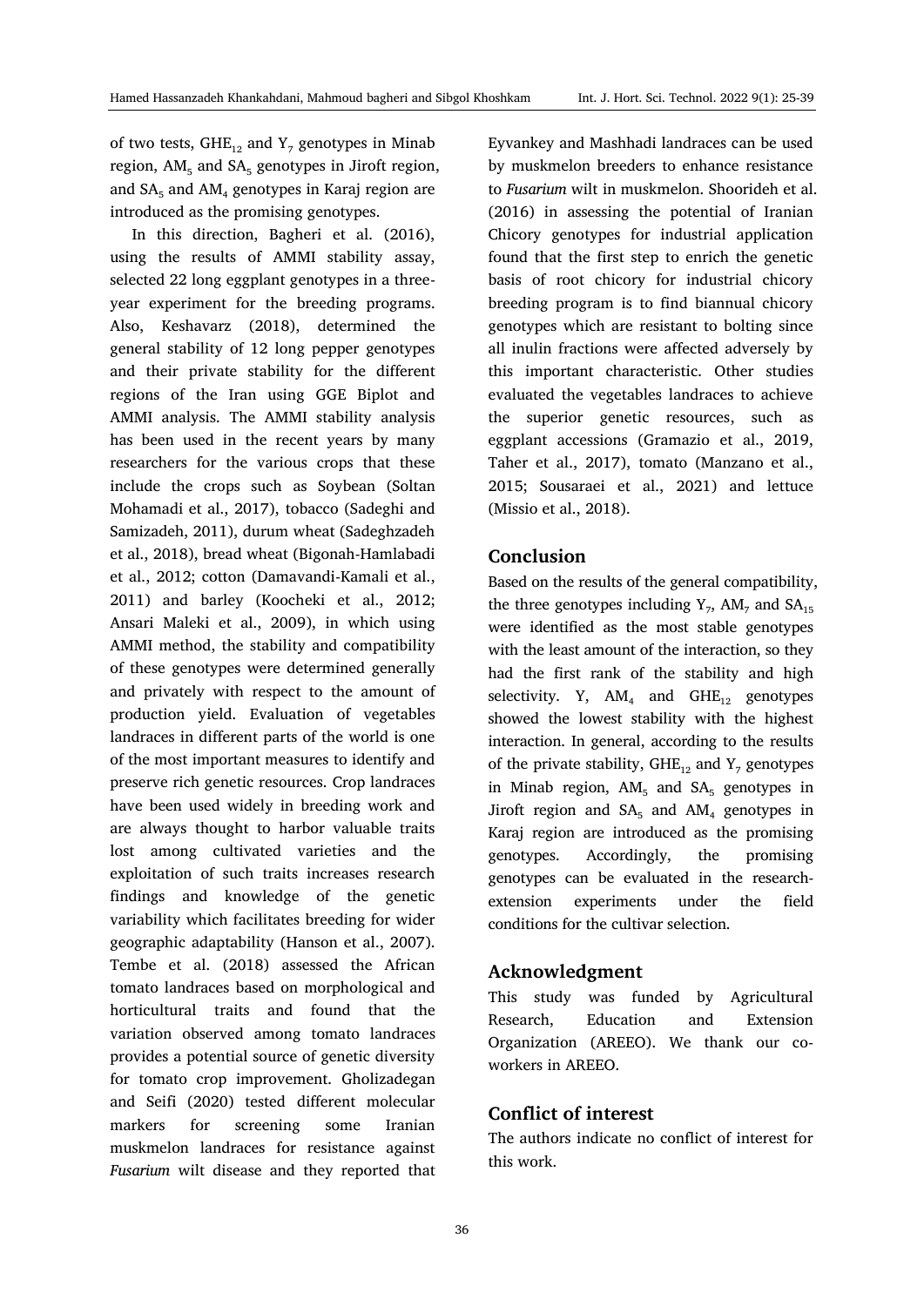of two tests, $GHE_{12}$ and $Y_7$ genotypes in Minab region, $AM_5$ and $SA_5$ genotypes in Jiroft region, and $SA_5$ and $AM_4$ genotypes in Karaj region are introduced as the promising genotypes.

In this direction, Bagheri et al. (2016), using the results of AMMI stability assay, selected 22 long eggplant genotypes in a three-year experiment for the breeding programs. Also, Keshavarz (2018), determined the general stability of 12 long pepper genotypes and their private stability for the different regions of the Iran using GGE Biplot and AMMI analysis. The AMMI stability analysis has been used in the recent years by many researchers for the various crops that these include the crops such as Soybean (Soltan Mohamadi et al., 2017), tobacco (Sadeghi and Samizadeh, 2011), durum wheat (Sadeghzadeh et al., 2018), bread wheat (Bigonah-Hamlabadi et al., 2012; cotton (Damavandi-Kamali et al., 2011) and barley (Koocheki et al., 2012; Ansari Maleki et al., 2009), in which using AMMI method, the stability and compatibility of these genotypes were determined generally and privately with respect to the amount of production yield. Evaluation of vegetables landraces in different parts of the world is one of the most important measures to identify and preserve rich genetic resources. Crop landraces have been used widely in breeding work and are always thought to harbor valuable traits lost among cultivated varieties and the exploitation of such traits increases research findings and knowledge of the genetic variability which facilitates breeding for wider geographic adaptability (Hanson et al., 2007). Tembe et al. (2018) assessed the African tomato landraces based on morphological and horticultural traits and found that the variation observed among tomato landraces provides a potential source of genetic diversity for tomato crop improvement. Gholizadegan and Seifi (2020) tested different molecular markers for screening some Iranian muskmelon landraces for resistance against *Fusarium* wilt disease and they reported that Eyvankey and Mashhadi landraces can be used by muskmelon breeders to enhance resistance to *Fusarium* wilt in muskmelon. Shoorideh et al. (2016) in assessing the potential of Iranian Chicory genotypes for industrial application found that the first step to enrich the genetic basis of root chicory for industrial chicory breeding program is to find biannual chicory genotypes which are resistant to bolting since all inulin fractions were affected adversely by this important characteristic. Other studies evaluated the vegetables landraces to achieve the superior genetic resources, such as eggplant accessions (Gramazio et al., 2019, Taher et al., 2017), tomato (Manzano et al., 2015; Sousaraei et al., 2021) and lettuce (Missio et al., 2018).

## Conclusion

Based on the results of the general compatibility, the three genotypes including $Y_7$, $AM_7$ and $SA_{15}$ were identified as the most stable genotypes with the least amount of the interaction, so they had the first rank of the stability and high selectivity. Y, $AM_4$ and $GHE_{12}$ genotypes showed the lowest stability with the highest interaction. In general, according to the results of the private stability, $GHE_{12}$ and $Y_7$ genotypes in Minab region, $AM_5$ and $SA_5$ genotypes in Jiroft region and $SA_5$ and $AM_4$ genotypes in Karaj region are introduced as the promising genotypes. Accordingly, the promising genotypes can be evaluated in the research-extension experiments under the field conditions for the cultivar selection.

## Acknowledgment

This study was funded by Agricultural Research, Education and Extension Organization (AREEO). We thank our co-workers in AREEO.

## Conflict of interest

The authors indicate no conflict of interest for this work.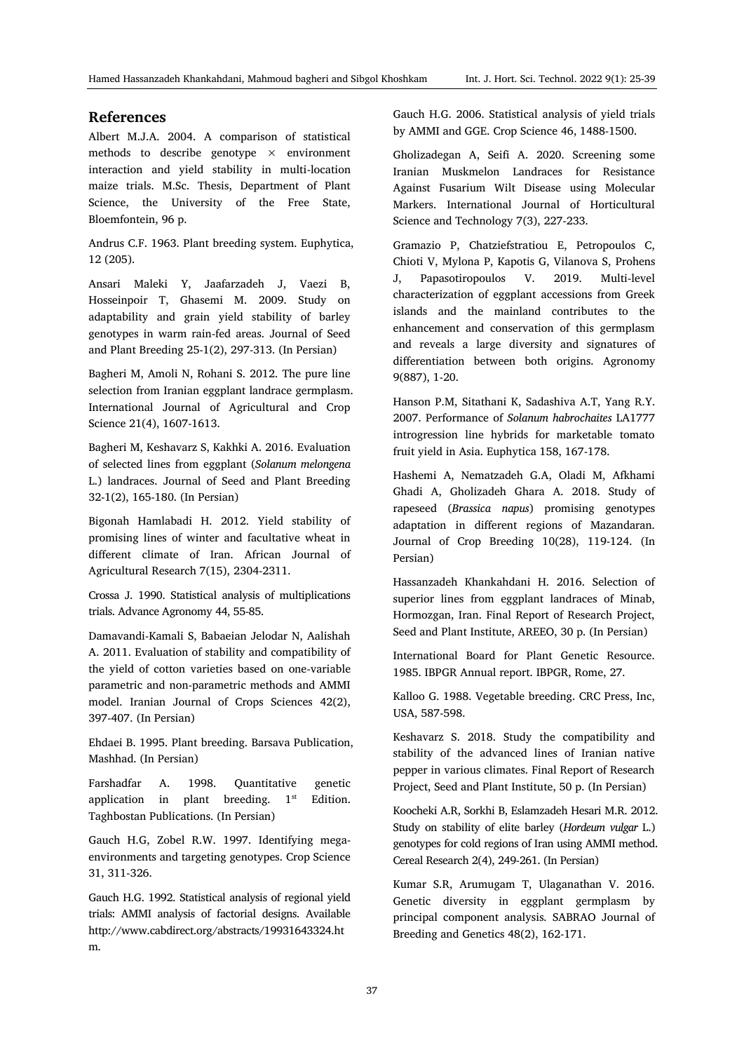## References

Albert M.J.A. 2004. A comparison of statistical methods to describe genotype × environment interaction and yield stability in multi-location maize trials. M.Sc. Thesis, Department of Plant Science, the University of the Free State, Bloemfontein, 96 p.

Andrus C.F. 1963. Plant breeding system. Euphytica, 12 (205).

Ansari Maleki Y, Jaafarzadeh J, Vaezi B, Hosseinpoir T, Ghasemi M. 2009. Study on adaptability and grain yield stability of barley genotypes in warm rain-fed areas. Journal of Seed and Plant Breeding 25-1(2), 297-313. (In Persian)

Bagheri M, Amoli N, Rohani S. 2012. The pure line selection from Iranian eggplant landrace germplasm. International Journal of Agricultural and Crop Science 21(4), 1607-1613.

Bagheri M, Keshavarz S, Kakhki A. 2016. Evaluation of selected lines from eggplant (*Solanum melongena* L.) landraces. Journal of Seed and Plant Breeding 32-1(2), 165-180. (In Persian)

Bigonah Hamlabadi H. 2012. Yield stability of promising lines of winter and facultative wheat in different climate of Iran. African Journal of Agricultural Research 7(15), 2304-2311.

Crossa J. 1990. Statistical analysis of multiplications trials. Advance Agronomy 44, 55-85.

Damavandi-Kamali S, Babaeian Jelodar N, Aalishah A. 2011. Evaluation of stability and compatibility of the yield of cotton varieties based on one-variable parametric and non-parametric methods and AMMI model. Iranian Journal of Crops Sciences 42(2), 397-407. (In Persian)

Ehdaei B. 1995. Plant breeding. Barsava Publication, Mashhad. (In Persian)

Farshadfar A. 1998. Quantitative genetic application in plant breeding. 1st Edition. Taghbostan Publications. (In Persian)

Gauch H.G, Zobel R.W. 1997. Identifying mega-environments and targeting genotypes. Crop Science 31, 311-326.

Gauch H.G. 1992. Statistical analysis of regional yield trials: AMMI analysis of factorial designs. Available http://www.cabdirect.org/abstracts/19931643324.htm.

Gauch H.G. 2006. Statistical analysis of yield trials by AMMI and GGE. Crop Science 46, 1488-1500.

Gholizadegan A, Seifi A. 2020. Screening some Iranian Muskmelon Landraces for Resistance Against Fusarium Wilt Disease using Molecular Markers. International Journal of Horticultural Science and Technology 7(3), 227-233.

Gramazio P, Chatziefstratiou E, Petropoulos C, Chioti V, Mylona P, Kapotis G, Vilanova S, Prohens J, Papasotiropoulos V. 2019. Multi-level characterization of eggplant accessions from Greek islands and the mainland contributes to the enhancement and conservation of this germplasm and reveals a large diversity and signatures of differentiation between both origins. Agronomy 9(887), 1-20.

Hanson P.M, Sitathani K, Sadashiva A.T, Yang R.Y. 2007. Performance of *Solanum habrochaites* LA1777 introgression line hybrids for marketable tomato fruit yield in Asia. Euphytica 158, 167-178.

Hashemi A, Nematzadeh G.A, Oladi M, Afkhami Ghadi A, Gholizadeh Ghara A. 2018. Study of rapeseed (*Brassica napus*) promising genotypes adaptation in different regions of Mazandaran. Journal of Crop Breeding 10(28), 119-124. (In Persian)

Hassanzadeh Khankahdani H. 2016. Selection of superior lines from eggplant landraces of Minab, Hormozgan, Iran. Final Report of Research Project, Seed and Plant Institute, AREEO, 30 p. (In Persian)

International Board for Plant Genetic Resource. 1985. IBPGR Annual report. IBPGR, Rome, 27.

Kalloo G. 1988. Vegetable breeding. CRC Press, Inc, USA, 587-598.

Keshavarz S. 2018. Study the compatibility and stability of the advanced lines of Iranian native pepper in various climates. Final Report of Research Project, Seed and Plant Institute, 50 p. (In Persian)

Koocheki A.R, Sorkhi B, Eslamzadeh Hesari M.R. 2012. Study on stability of elite barley (*Hordeum vulgar* L.) genotypes for cold regions of Iran using AMMI method. Cereal Research 2(4), 249-261. (In Persian)

Kumar S.R, Arumugam T, Ulaganathan V. 2016. Genetic diversity in eggplant germplasm by principal component analysis. SABRAO Journal of Breeding and Genetics 48(2), 162-171.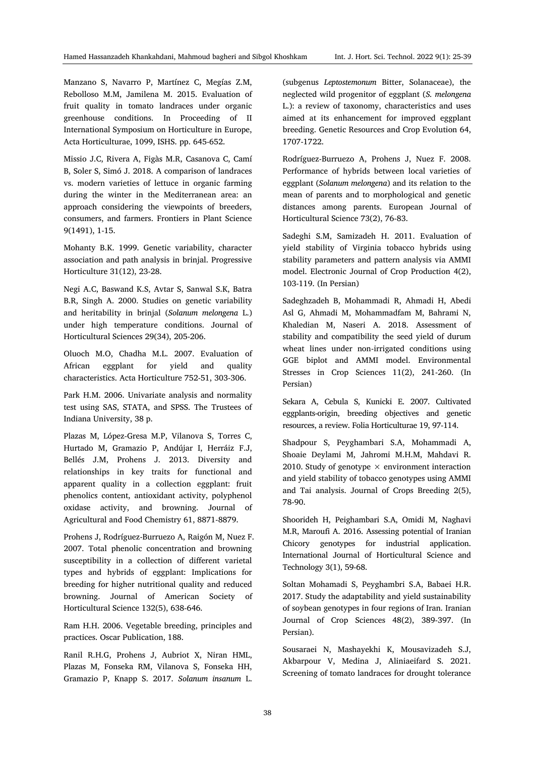Manzano S, Navarro P, Martínez C, Megías Z.M, Rebolloso M.M, Jamilena M. 2015. Evaluation of fruit quality in tomato landraces under organic greenhouse conditions. In Proceeding of II International Symposium on Horticulture in Europe, Acta Horticulturae, 1099, ISHS. pp. 645-652.

Missio J.C, Rivera A, Figàs M.R, Casanova C, Camí B, Soler S, Simó J. 2018. A comparison of landraces vs. modern varieties of lettuce in organic farming during the winter in the Mediterranean area: an approach considering the viewpoints of breeders, consumers, and farmers. Frontiers in Plant Science 9(1491), 1-15.

Mohanty B.K. 1999. Genetic variability, character association and path analysis in brinjal. Progressive Horticulture 31(12), 23-28.

Negi A.C, Baswand K.S, Avtar S, Sanwal S.K, Batra B.R, Singh A. 2000. Studies on genetic variability and heritability in brinjal (*Solanum melongena* L.) under high temperature conditions. Journal of Horticultural Sciences 29(34), 205-206.

Oluoch M.O, Chadha M.L. 2007. Evaluation of African eggplant for yield and quality characteristics. Acta Horticulture 752-51, 303-306.

Park H.M. 2006. Univariate analysis and normality test using SAS, STATA, and SPSS. The Trustees of Indiana University, 38 p.

Plazas M, López-Gresa M.P, Vilanova S, Torres C, Hurtado M, Gramazio P, Andújar I, Herráiz F.J, Bellés J.M, Prohens J. 2013. Diversity and relationships in key traits for functional and apparent quality in a collection eggplant: fruit phenolics content, antioxidant activity, polyphenol oxidase activity, and browning. Journal of Agricultural and Food Chemistry 61, 8871-8879.

Prohens J, Rodríguez-Burruezo A, Raigón M, Nuez F. 2007. Total phenolic concentration and browning susceptibility in a collection of different varietal types and hybrids of eggplant: Implications for breeding for higher nutritional quality and reduced browning. Journal of American Society of Horticultural Science 132(5), 638-646.

Ram H.H. 2006. Vegetable breeding, principles and practices. Oscar Publication, 188.

Ranil R.H.G, Prohens J, Aubriot X, Niran HML, Plazas M, Fonseka RM, Vilanova S, Fonseka HH, Gramazio P, Knapp S. 2017. *Solanum insanum* L. (subgenus *Leptostemonum* Bitter, Solanaceae), the neglected wild progenitor of eggplant (*S. melongena* L.): a review of taxonomy, characteristics and uses aimed at its enhancement for improved eggplant breeding. Genetic Resources and Crop Evolution 64, 1707-1722.

Rodríguez-Burruezo A, Prohens J, Nuez F. 2008. Performance of hybrids between local varieties of eggplant (*Solanum melongena*) and its relation to the mean of parents and to morphological and genetic distances among parents. European Journal of Horticultural Science 73(2), 76-83.

Sadeghi S.M, Samizadeh H. 2011. Evaluation of yield stability of Virginia tobacco hybrids using stability parameters and pattern analysis via AMMI model. Electronic Journal of Crop Production 4(2), 103-119. (In Persian)

Sadeghzadeh B, Mohammadi R, Ahmadi H, Abedi Asl G, Ahmadi M, Mohammadfam M, Bahrami N, Khaledian M, Naseri A. 2018. Assessment of stability and compatibility the seed yield of durum wheat lines under non-irrigated conditions using GGE biplot and AMMI model. Environmental Stresses in Crop Sciences 11(2), 241-260. (In Persian)

Sekara A, Cebula S, Kunicki E. 2007. Cultivated eggplants-origin, breeding objectives and genetic resources, a review. Folia Horticulturae 19, 97-114.

Shadpour S, Peyghambari S.A, Mohammadi A, Shoaie Deylami M, Jahromi M.H.M, Mahdavi R. 2010. Study of genotype × environment interaction and yield stability of tobacco genotypes using AMMI and Tai analysis. Journal of Crops Breeding 2(5), 78-90.

Shoorideh H, Peighambari S.A, Omidi M, Naghavi M.R, Maroufi A. 2016. Assessing potential of Iranian Chicory genotypes for industrial application. International Journal of Horticultural Science and Technology 3(1), 59-68.

Soltan Mohamadi S, Peyghambri S.A, Babaei H.R. 2017. Study the adaptability and yield sustainability of soybean genotypes in four regions of Iran. Iranian Journal of Crop Sciences 48(2), 389-397. (In Persian).

Sousaraei N, Mashayekhi K, Mousavizadeh S.J, Akbarpour V, Medina J, Aliniaeifard S. 2021. Screening of tomato landraces for drought tolerance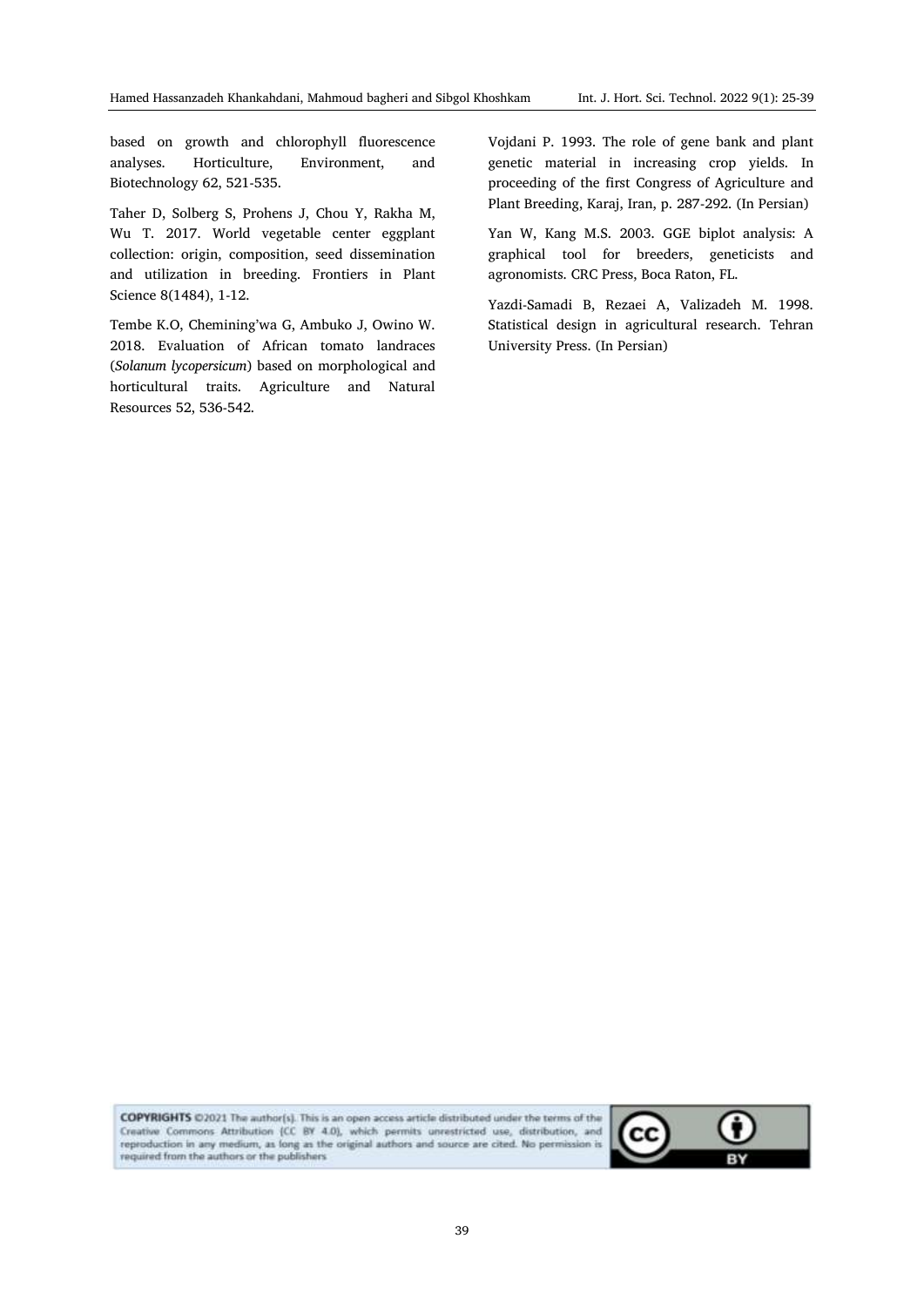based on growth and chlorophyll fluorescence analyses. Horticulture, Environment, and Biotechnology 62, 521-535.

Taher D, Solberg S, Prohens J, Chou Y, Rakha M, Wu T. 2017. World vegetable center eggplant collection: origin, composition, seed dissemination and utilization in breeding. Frontiers in Plant Science 8(1484), 1-12.

Tembe K.O, Chemining'wa G, Ambuko J, Owino W. 2018. Evaluation of African tomato landraces (*Solanum lycopersicum*) based on morphological and horticultural traits. Agriculture and Natural Resources 52, 536-542.

Vojdani P. 1993. The role of gene bank and plant genetic material in increasing crop yields. In proceeding of the first Congress of Agriculture and Plant Breeding, Karaj, Iran, p. 287-292. (In Persian)

Yan W, Kang M.S. 2003. GGE biplot analysis: A graphical tool for breeders, geneticists and agronomists. CRC Press, Boca Raton, FL.

Yazdi-Samadi B, Rezaei A, Valizadeh M. 1998. Statistical design in agricultural research. Tehran University Press. (In Persian)

**COPYRIGHTS** ©2021 The author(s). This is an open access article distributed under the terms of the Creative Commons Attribution (CC BY 4.0), which permits unrestricted use, distribution, and reproduction in any medium, as long as the original authors and source are cited. No permission is required from the authors or the publishers